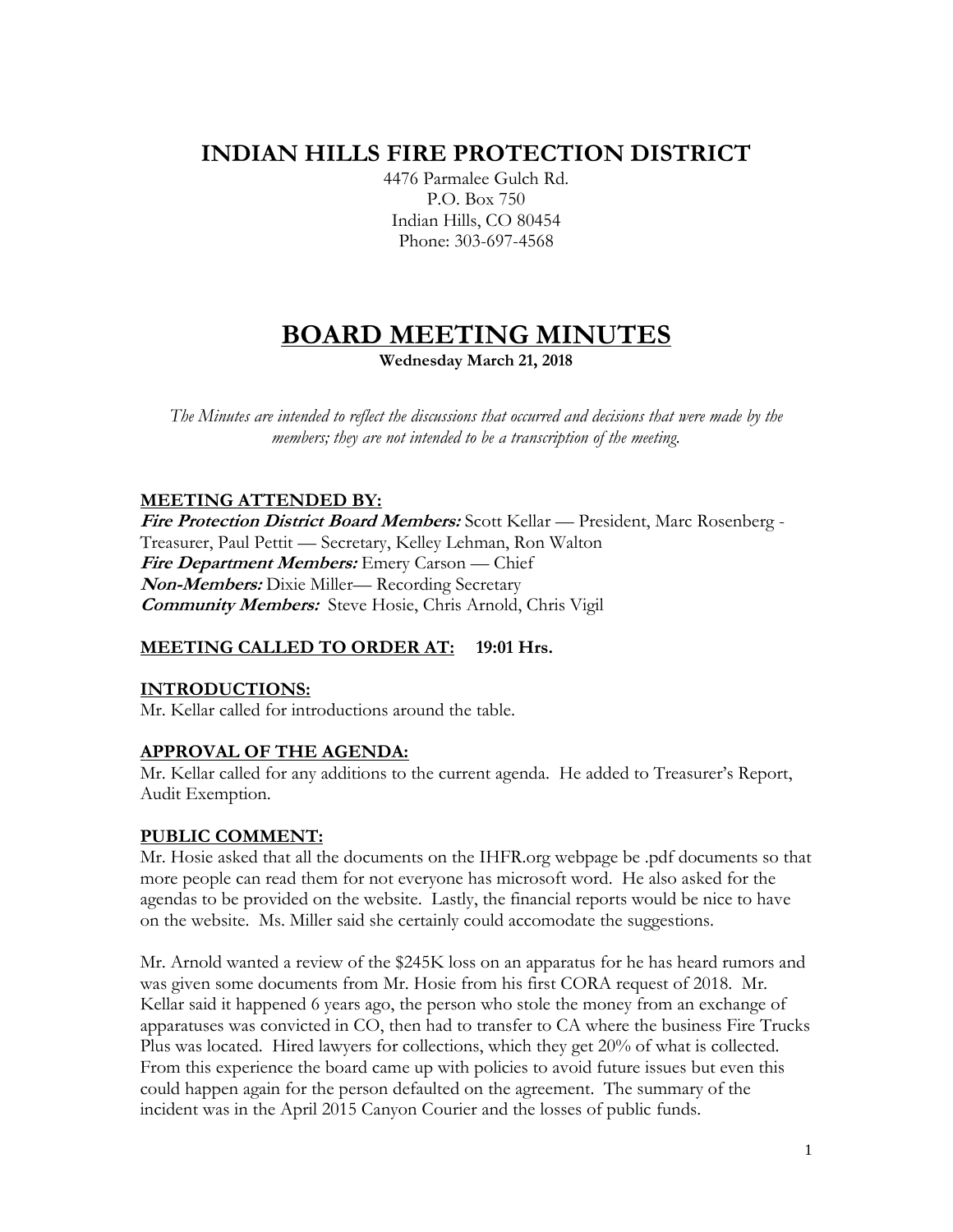# INDIAN HILLS FIRE PROTECTION DISTRICT

4476 Parmalee Gulch Rd.
P.O. Box 750
Indian Hills, CO 80454
Phone: 303-697-4568

# BOARD MEETING MINUTES

**Wednesday March 21, 2018**

*The Minutes are intended to reflect the discussions that occurred and decisions that were made by the members; they are not intended to be a transcription of the meeting.*

### MEETING ATTENDED BY:

***Fire Protection District Board Members:*** Scott Kellar — President, Marc Rosenberg - Treasurer, Paul Pettit — Secretary, Kelley Lehman, Ron Walton
***Fire Department Members:*** Emery Carson — Chief
***Non-Members:*** Dixie Miller— Recording Secretary
***Community Members:*** Steve Hosie, Chris Arnold, Chris Vigil

### MEETING CALLED TO ORDER AT: 19:01 Hrs.

### INTRODUCTIONS:

Mr. Kellar called for introductions around the table.

### APPROVAL OF THE AGENDA:

Mr. Kellar called for any additions to the current agenda. He added to Treasurer's Report, Audit Exemption.

### PUBLIC COMMENT:

Mr. Hosie asked that all the documents on the IHFR.org webpage be .pdf documents so that more people can read them for not everyone has microsoft word. He also asked for the agendas to be provided on the website. Lastly, the financial reports would be nice to have on the website. Ms. Miller said she certainly could accomodate the suggestions.

Mr. Arnold wanted a review of the $245K loss on an apparatus for he has heard rumors and was given some documents from Mr. Hosie from his first CORA request of 2018. Mr. Kellar said it happened 6 years ago, the person who stole the money from an exchange of apparatuses was convicted in CO, then had to transfer to CA where the business Fire Trucks Plus was located. Hired lawyers for collections, which they get 20% of what is collected. From this experience the board came up with policies to avoid future issues but even this could happen again for the person defaulted on the agreement. The summary of the incident was in the April 2015 Canyon Courier and the losses of public funds.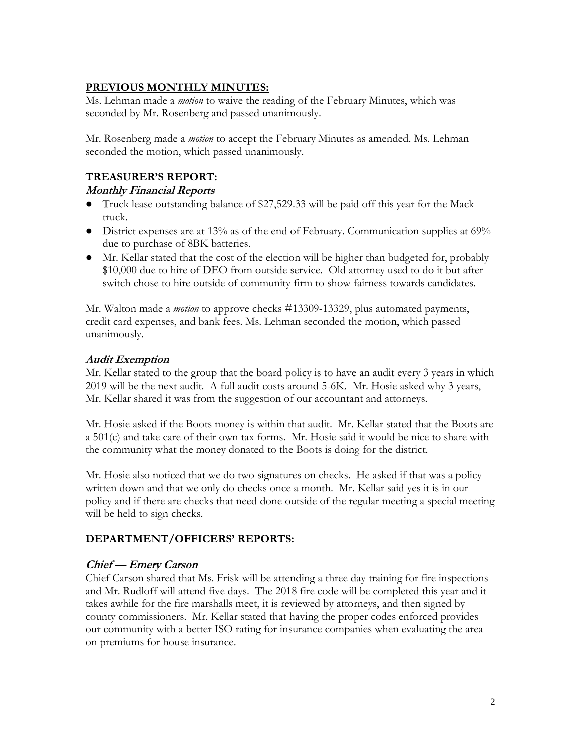## PREVIOUS MONTHLY MINUTES:

Ms. Lehman made a *motion* to waive the reading of the February Minutes, which was seconded by Mr. Rosenberg and passed unanimously.

Mr. Rosenberg made a *motion* to accept the February Minutes as amended. Ms. Lehman seconded the motion, which passed unanimously.

## TREASURER'S REPORT:

### *Monthly Financial Reports*

- Truck lease outstanding balance of $27,529.33 will be paid off this year for the Mack truck.
- District expenses are at 13% as of the end of February. Communication supplies at 69% due to purchase of 8BK batteries.
- Mr. Kellar stated that the cost of the election will be higher than budgeted for, probably $10,000 due to hire of DEO from outside service. Old attorney used to do it but after switch chose to hire outside of community firm to show fairness towards candidates.

Mr. Walton made a *motion* to approve checks #13309-13329, plus automated payments, credit card expenses, and bank fees. Ms. Lehman seconded the motion, which passed unanimously.

### *Audit Exemption*

Mr. Kellar stated to the group that the board policy is to have an audit every 3 years in which 2019 will be the next audit. A full audit costs around 5-6K. Mr. Hosie asked why 3 years, Mr. Kellar shared it was from the suggestion of our accountant and attorneys.

Mr. Hosie asked if the Boots money is within that audit. Mr. Kellar stated that the Boots are a 501(c) and take care of their own tax forms. Mr. Hosie said it would be nice to share with the community what the money donated to the Boots is doing for the district.

Mr. Hosie also noticed that we do two signatures on checks. He asked if that was a policy written down and that we only do checks once a month. Mr. Kellar said yes it is in our policy and if there are checks that need done outside of the regular meeting a special meeting will be held to sign checks.

## DEPARTMENT/OFFICERS' REPORTS:

### *Chief — Emery Carson*

Chief Carson shared that Ms. Frisk will be attending a three day training for fire inspections and Mr. Rudloff will attend five days. The 2018 fire code will be completed this year and it takes awhile for the fire marshalls meet, it is reviewed by attorneys, and then signed by county commissioners. Mr. Kellar stated that having the proper codes enforced provides our community with a better ISO rating for insurance companies when evaluating the area on premiums for house insurance.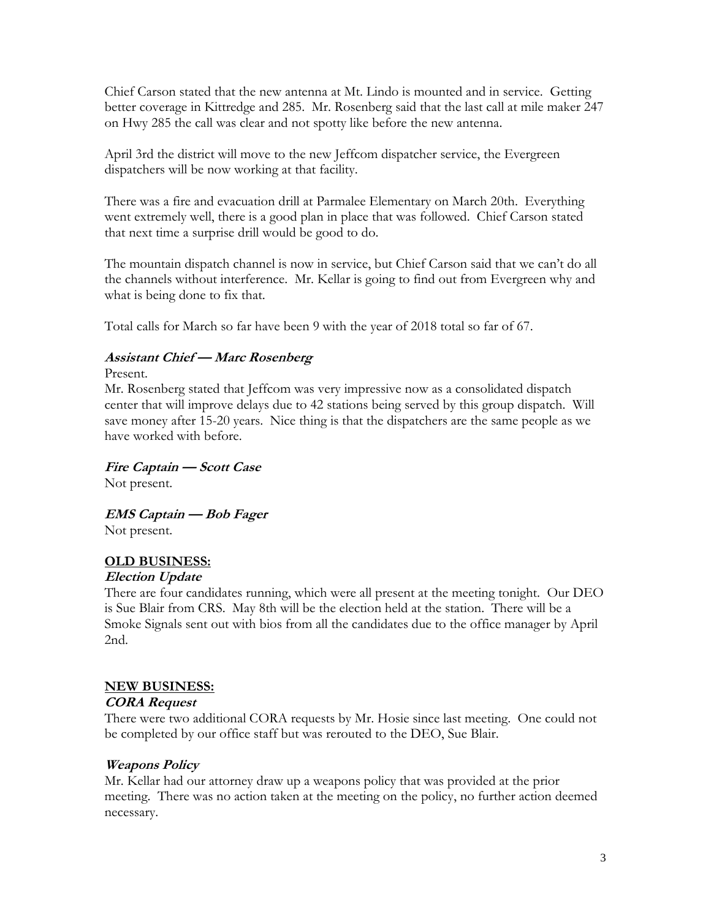Chief Carson stated that the new antenna at Mt. Lindo is mounted and in service. Getting better coverage in Kittredge and 285. Mr. Rosenberg said that the last call at mile maker 247 on Hwy 285 the call was clear and not spotty like before the new antenna.

April 3rd the district will move to the new Jeffcom dispatcher service, the Evergreen dispatchers will be now working at that facility.

There was a fire and evacuation drill at Parmalee Elementary on March 20th. Everything went extremely well, there is a good plan in place that was followed. Chief Carson stated that next time a surprise drill would be good to do.

The mountain dispatch channel is now in service, but Chief Carson said that we can't do all the channels without interference. Mr. Kellar is going to find out from Evergreen why and what is being done to fix that.

Total calls for March so far have been 9 with the year of 2018 total so far of 67.

### *Assistant Chief — Marc Rosenberg*

Present.

Mr. Rosenberg stated that Jeffcom was very impressive now as a consolidated dispatch center that will improve delays due to 42 stations being served by this group dispatch. Will save money after 15-20 years. Nice thing is that the dispatchers are the same people as we have worked with before.

### *Fire Captain — Scott Case*

Not present.

### *EMS Captain — Bob Fager*

Not present.

## OLD BUSINESS:

### *Election Update*

There are four candidates running, which were all present at the meeting tonight. Our DEO is Sue Blair from CRS. May 8th will be the election held at the station. There will be a Smoke Signals sent out with bios from all the candidates due to the office manager by April 2nd.

## NEW BUSINESS:

### *CORA Request*

There were two additional CORA requests by Mr. Hosie since last meeting. One could not be completed by our office staff but was rerouted to the DEO, Sue Blair.

### *Weapons Policy*

Mr. Kellar had our attorney draw up a weapons policy that was provided at the prior meeting. There was no action taken at the meeting on the policy, no further action deemed necessary.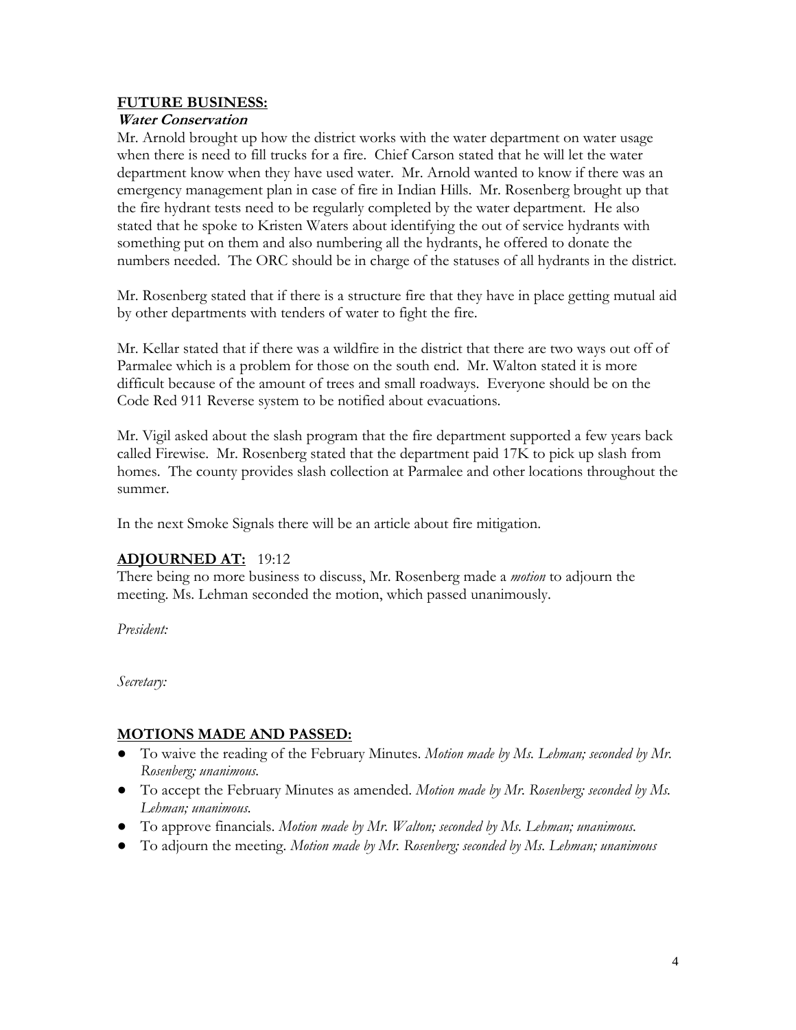## FUTURE BUSINESS:

### *Water Conservation*

Mr. Arnold brought up how the district works with the water department on water usage when there is need to fill trucks for a fire. Chief Carson stated that he will let the water department know when they have used water. Mr. Arnold wanted to know if there was an emergency management plan in case of fire in Indian Hills. Mr. Rosenberg brought up that the fire hydrant tests need to be regularly completed by the water department. He also stated that he spoke to Kristen Waters about identifying the out of service hydrants with something put on them and also numbering all the hydrants, he offered to donate the numbers needed. The ORC should be in charge of the statuses of all hydrants in the district.

Mr. Rosenberg stated that if there is a structure fire that they have in place getting mutual aid by other departments with tenders of water to fight the fire.

Mr. Kellar stated that if there was a wildfire in the district that there are two ways out off of Parmalee which is a problem for those on the south end. Mr. Walton stated it is more difficult because of the amount of trees and small roadways. Everyone should be on the Code Red 911 Reverse system to be notified about evacuations.

Mr. Vigil asked about the slash program that the fire department supported a few years back called Firewise. Mr. Rosenberg stated that the department paid 17K to pick up slash from homes. The county provides slash collection at Parmalee and other locations throughout the summer.

In the next Smoke Signals there will be an article about fire mitigation.

## ADJOURNED AT: 19:12

There being no more business to discuss, Mr. Rosenberg made a *motion* to adjourn the meeting. Ms. Lehman seconded the motion, which passed unanimously.

*President:*

*Secretary:*

## MOTIONS MADE AND PASSED:

- To waive the reading of the February Minutes. *Motion made by Ms. Lehman; seconded by Mr. Rosenberg; unanimous.*
- To accept the February Minutes as amended. *Motion made by Mr. Rosenberg; seconded by Ms. Lehman; unanimous.*
- To approve financials. *Motion made by Mr. Walton; seconded by Ms. Lehman; unanimous.*
- To adjourn the meeting. *Motion made by Mr. Rosenberg; seconded by Ms. Lehman; unanimous*